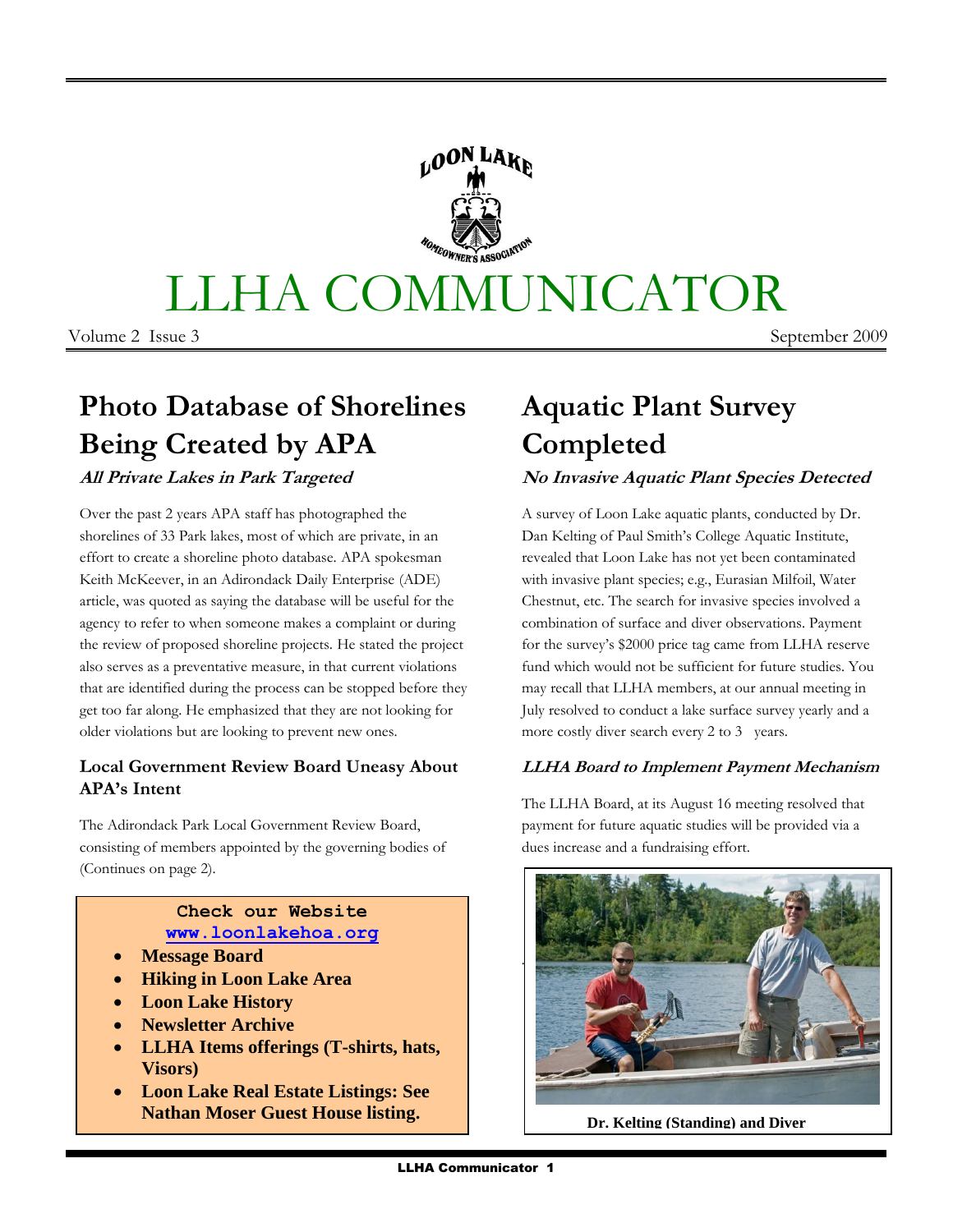# LLHA COMMUNICATOR

Volume 2 Issue 3 September 2009

## Photo Database of Shorelines Being Created by APA

***All Private Lakes in Park Targeted***

Over the past 2 years APA staff has photographed the shorelines of 33 Park lakes, most of which are private, in an effort to create a shoreline photo database. APA spokesman Keith McKeever, in an Adirondack Daily Enterprise (ADE) article, was quoted as saying the database will be useful for the agency to refer to when someone makes a complaint or during the review of proposed shoreline projects. He stated the project also serves as a preventative measure, in that current violations that are identified during the process can be stopped before they get too far along. He emphasized that they are not looking for older violations but are looking to prevent new ones.

### Local Government Review Board Uneasy About APA's Intent

The Adirondack Park Local Government Review Board, consisting of members appointed by the governing bodies of (Continues on page 2).

**Check our Website**
**www.loonlakehoa.org**

- **Message Board**
- **Hiking in Loon Lake Area**
- **Loon Lake History**
- **Newsletter Archive**
- **LLHA Items offerings (T-shirts, hats, Visors)**
- **Loon Lake Real Estate Listings: See Nathan Moser Guest House listing.**

## Aquatic Plant Survey Completed

***No Invasive Aquatic Plant Species Detected***

A survey of Loon Lake aquatic plants, conducted by Dr. Dan Kelting of Paul Smith's College Aquatic Institute, revealed that Loon Lake has not yet been contaminated with invasive plant species; e.g., Eurasian Milfoil, Water Chestnut, etc. The search for invasive species involved a combination of surface and diver observations. Payment for the survey's $2000 price tag came from LLHA reserve fund which would not be sufficient for future studies. You may recall that LLHA members, at our annual meeting in July resolved to conduct a lake surface survey yearly and a more costly diver search every 2 to 3 years.

### *LLHA Board to Implement Payment Mechanism*

The LLHA Board, at its August 16 meeting resolved that payment for future aquatic studies will be provided via a dues increase and a fundraising effort.

**Dr. Kelting (Standing) and Diver**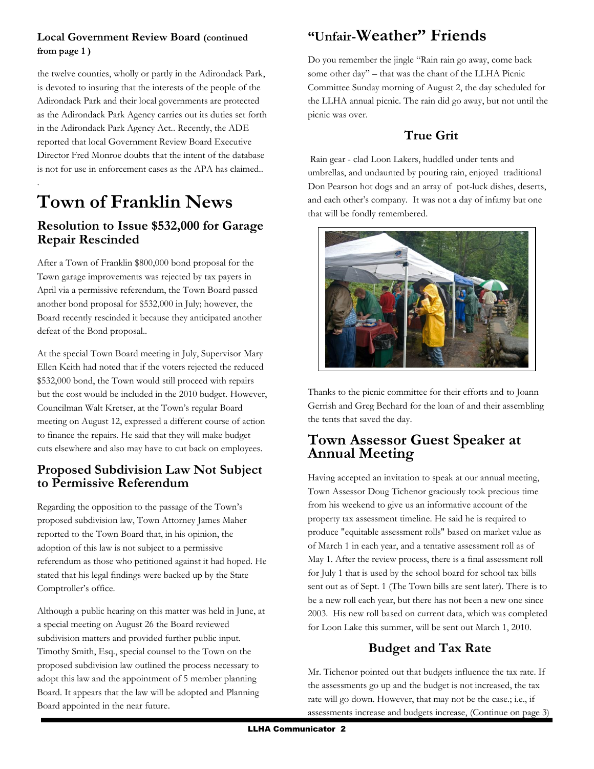### Local Government Review Board (continued from page 1 )

the twelve counties, wholly or partly in the Adirondack Park, is devoted to insuring that the interests of the people of the Adirondack Park and their local governments are protected as the Adirondack Park Agency carries out its duties set forth in the Adirondack Park Agency Act.. Recently, the ADE reported that local Government Review Board Executive Director Fred Monroe doubts that the intent of the database is not for use in enforcement cases as the APA has claimed..

# Town of Franklin News

## Resolution to Issue $532,000 for Garage Repair Rescinded

After a Town of Franklin $800,000 bond proposal for the Town garage improvements was rejected by tax payers in April via a permissive referendum, the Town Board passed another bond proposal for $532,000 in July; however, the Board recently rescinded it because they anticipated another defeat of the Bond proposal..

At the special Town Board meeting in July, Supervisor Mary Ellen Keith had noted that if the voters rejected the reduced $532,000 bond, the Town would still proceed with repairs but the cost would be included in the 2010 budget. However, Councilman Walt Kretser, at the Town's regular Board meeting on August 12, expressed a different course of action to finance the repairs. He said that they will make budget cuts elsewhere and also may have to cut back on employees.

## Proposed Subdivision Law Not Subject to Permissive Referendum

Regarding the opposition to the passage of the Town's proposed subdivision law, Town Attorney James Maher reported to the Town Board that, in his opinion, the adoption of this law is not subject to a permissive referendum as those who petitioned against it had hoped. He stated that his legal findings were backed up by the State Comptroller's office.

Although a public hearing on this matter was held in June, at a special meeting on August 26 the Board reviewed subdivision matters and provided further public input. Timothy Smith, Esq., special counsel to the Town on the proposed subdivision law outlined the process necessary to adopt this law and the appointment of 5 member planning Board. It appears that the law will be adopted and Planning Board appointed in the near future.

# "Unfair-Weather" Friends

Do you remember the jingle "Rain rain go away, come back some other day" – that was the chant of the LLHA Picnic Committee Sunday morning of August 2, the day scheduled for the LLHA annual picnic. The rain did go away, but not until the picnic was over.

### True Grit

Rain gear - clad Loon Lakers, huddled under tents and umbrellas, and undaunted by pouring rain, enjoyed traditional Don Pearson hot dogs and an array of pot-luck dishes, deserts, and each other's company. It was not a day of infamy but one that will be fondly remembered.

Thanks to the picnic committee for their efforts and to Joann Gerrish and Greg Bechard for the loan of and their assembling the tents that saved the day.

## Town Assessor Guest Speaker at Annual Meeting

Having accepted an invitation to speak at our annual meeting, Town Assessor Doug Tichenor graciously took precious time from his weekend to give us an informative account of the property tax assessment timeline. He said he is required to produce "equitable assessment rolls" based on market value as of March 1 in each year, and a tentative assessment roll as of May 1. After the review process, there is a final assessment roll for July 1 that is used by the school board for school tax bills sent out as of Sept. 1 (The Town bills are sent later). There is to be a new roll each year, but there has not been a new one since 2003. His new roll based on current data, which was completed for Loon Lake this summer, will be sent out March 1, 2010.

### Budget and Tax Rate

Mr. Tichenor pointed out that budgets influence the tax rate. If the assessments go up and the budget is not increased, the tax rate will go down. However, that may not be the case.; i.e., if assessments increase and budgets increase, (Continue on page 3)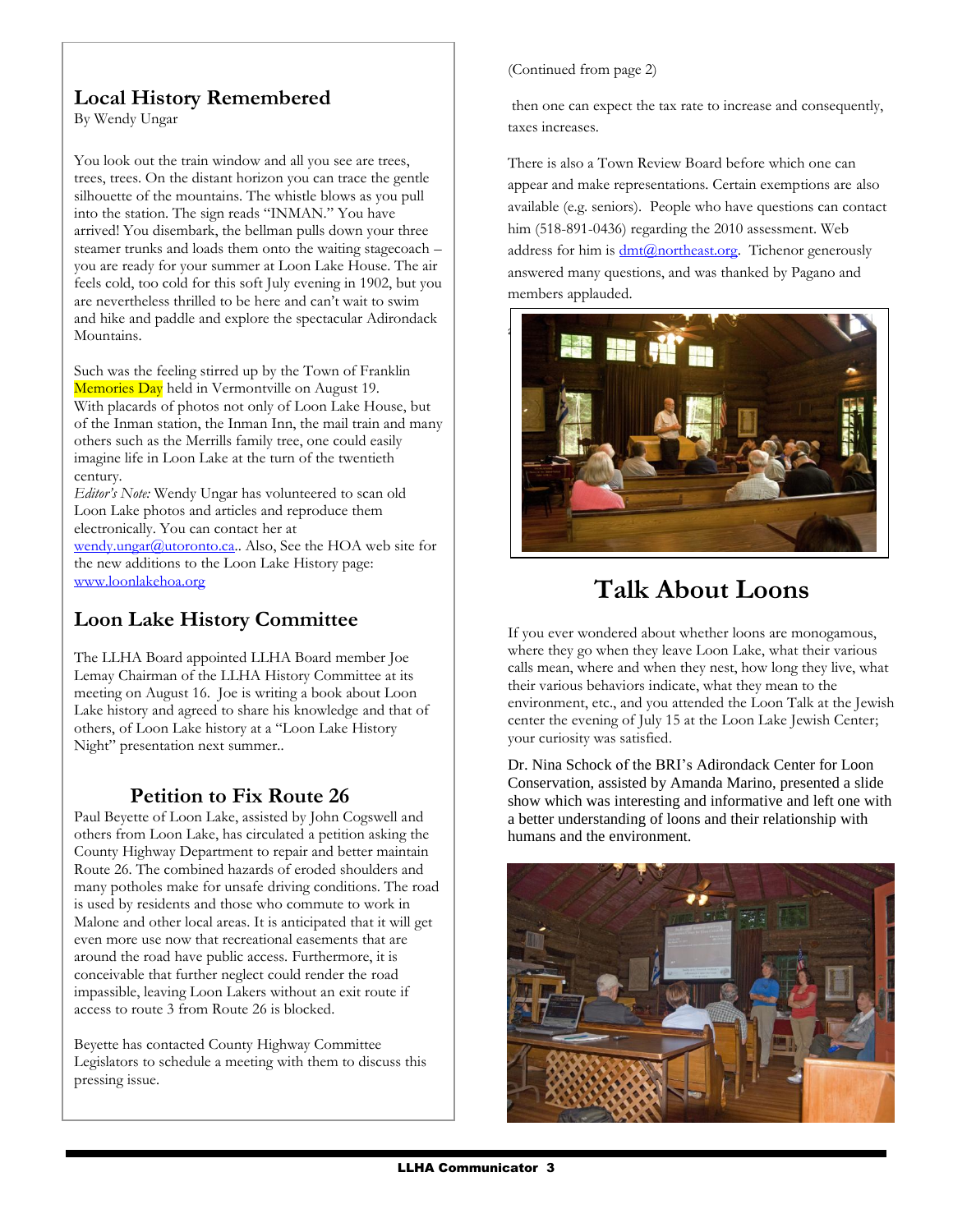## Local History Remembered

By Wendy Ungar

You look out the train window and all you see are trees, trees, trees. On the distant horizon you can trace the gentle silhouette of the mountains. The whistle blows as you pull into the station. The sign reads "INMAN." You have arrived! You disembark, the bellman pulls down your three steamer trunks and loads them onto the waiting stagecoach – you are ready for your summer at Loon Lake House. The air feels cold, too cold for this soft July evening in 1902, but you are nevertheless thrilled to be here and can't wait to swim and hike and paddle and explore the spectacular Adirondack Mountains.

Such was the feeling stirred up by the Town of Franklin Memories Day held in Vermontville on August 19. With placards of photos not only of Loon Lake House, but of the Inman station, the Inman Inn, the mail train and many others such as the Merrills family tree, one could easily imagine life in Loon Lake at the turn of the twentieth century.

*Editor's Note:* Wendy Ungar has volunteered to scan old Loon Lake photos and articles and reproduce them electronically. You can contact her at wendy.ungar@utoronto.ca.. Also, See the HOA web site for the new additions to the Loon Lake History page: www.loonlakehoa.org

## Loon Lake History Committee

The LLHA Board appointed LLHA Board member Joe Lemay Chairman of the LLHA History Committee at its meeting on August 16. Joe is writing a book about Loon Lake history and agreed to share his knowledge and that of others, of Loon Lake history at a "Loon Lake History Night" presentation next summer..

## Petition to Fix Route 26

Paul Beyette of Loon Lake, assisted by John Cogswell and others from Loon Lake, has circulated a petition asking the County Highway Department to repair and better maintain Route 26. The combined hazards of eroded shoulders and many potholes make for unsafe driving conditions. The road is used by residents and those who commute to work in Malone and other local areas. It is anticipated that it will get even more use now that recreational easements that are around the road have public access. Furthermore, it is conceivable that further neglect could render the road impassible, leaving Loon Lakers without an exit route if access to route 3 from Route 26 is blocked.

Beyette has contacted County Highway Committee Legislators to schedule a meeting with them to discuss this pressing issue.

(Continued from page 2)

then one can expect the tax rate to increase and consequently, taxes increases.

There is also a Town Review Board before which one can appear and make representations. Certain exemptions are also available (e.g. seniors). People who have questions can contact him (518-891-0436) regarding the 2010 assessment. Web address for him is dmt@northeast.org. Tichenor generously answered many questions, and was thanked by Pagano and members applauded.

## Talk About Loons

If you ever wondered about whether loons are monogamous, where they go when they leave Loon Lake, what their various calls mean, where and when they nest, how long they live, what their various behaviors indicate, what they mean to the environment, etc., and you attended the Loon Talk at the Jewish center the evening of July 15 at the Loon Lake Jewish Center; your curiosity was satisfied.

Dr. Nina Schock of the BRI's Adirondack Center for Loon Conservation, assisted by Amanda Marino, presented a slide show which was interesting and informative and left one with a better understanding of loons and their relationship with humans and the environment.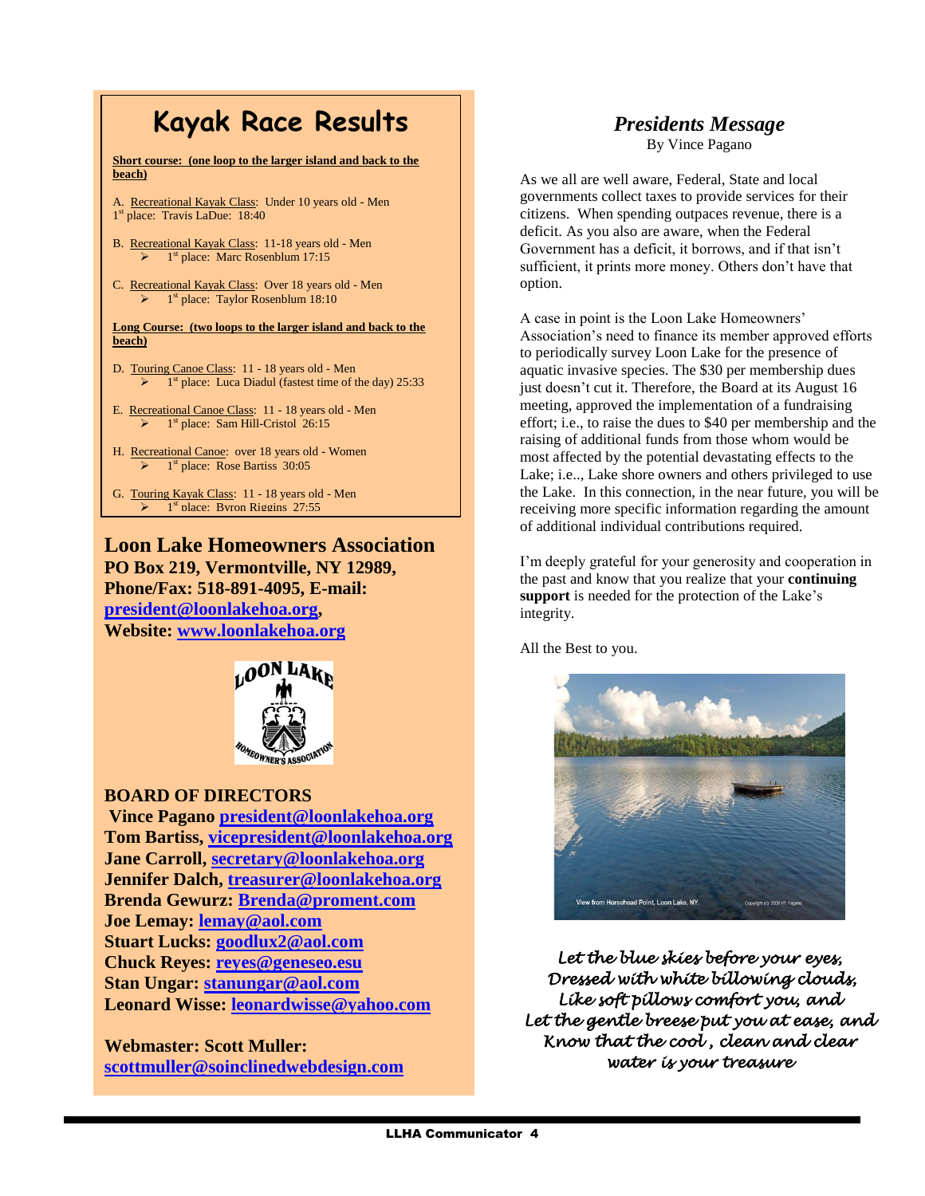# Kayak Race Results

**Short course: (one loop to the larger island and back to the beach)**

A. Recreational Kayak Class: Under 10 years old - Men
1st place: Travis LaDue: 18:40

B. Recreational Kayak Class: 11-18 years old - Men
- 1st place: Marc Rosenblum 17:15

C. Recreational Kayak Class: Over 18 years old - Men
- 1st place: Taylor Rosenblum 18:10

**Long Course: (two loops to the larger island and back to the beach)**

D. Touring Canoe Class: 11 - 18 years old - Men
- 1st place: Luca Diadul (fastest time of the day) 25:33

E. Recreational Canoe Class: 11 - 18 years old - Men
- 1st place: Sam Hill-Cristol 26:15

H. Recreational Canoe: over 18 years old - Women
- 1st place: Rose Bartiss 30:05

G. Touring Kayak Class: 11 - 18 years old - Men
- 1st place: Byron Riggins 27:55

**Loon Lake Homeowners Association**
**PO Box 219, Vermontville, NY 12989,**
**Phone/Fax: 518-891-4095, E-mail: president@loonlakehoa.org,**
**Website: www.loonlakehoa.org**

**BOARD OF DIRECTORS**
**Vince Pagano** president@loonlakehoa.org
**Tom Bartiss,** vicepresident@loonlakehoa.org
**Jane Carroll,** secretary@loonlakehoa.org
**Jennifer Dalch,** treasurer@loonlakehoa.org
**Brenda Gewurz:** Brenda@proment.com
**Joe Lemay:** lemay@aol.com
**Stuart Lucks:** goodlux2@aol.com
**Chuck Reyes:** reyes@geneseo.esu
**Stan Ungar:** stanungar@aol.com
**Leonard Wisse:** leonardwisse@yahoo.com

**Webmaster: Scott Muller:**
scottmuller@soinclinedwebdesign.com

## *Presidents Message*

By Vince Pagano

As we all are well aware, Federal, State and local governments collect taxes to provide services for their citizens. When spending outpaces revenue, there is a deficit. As you also are aware, when the Federal Government has a deficit, it borrows, and if that isn't sufficient, it prints more money. Others don't have that option.

A case in point is the Loon Lake Homeowners' Association's need to finance its member approved efforts to periodically survey Loon Lake for the presence of aquatic invasive species. The $30 per membership dues just doesn't cut it. Therefore, the Board at its August 16 meeting, approved the implementation of a fundraising effort; i.e., to raise the dues to $40 per membership and the raising of additional funds from those whom would be most affected by the potential devastating effects to the Lake; i.e.., Lake shore owners and others privileged to use the Lake. In this connection, in the near future, you will be receiving more specific information regarding the amount of additional individual contributions required.

I'm deeply grateful for your generosity and cooperation in the past and know that you realize that your **continuing support** is needed for the protection of the Lake's integrity.

All the Best to you.

View from Horsehead Point, Loon Lake, NY.

*Let the blue skies before your eyes,*
*Dressed with white billowing clouds,*
*Like soft pillows comfort you, and*
*Let the gentle breese put you at ease, and*
*Know that the cool , clean and clear*
*water is your treasure*